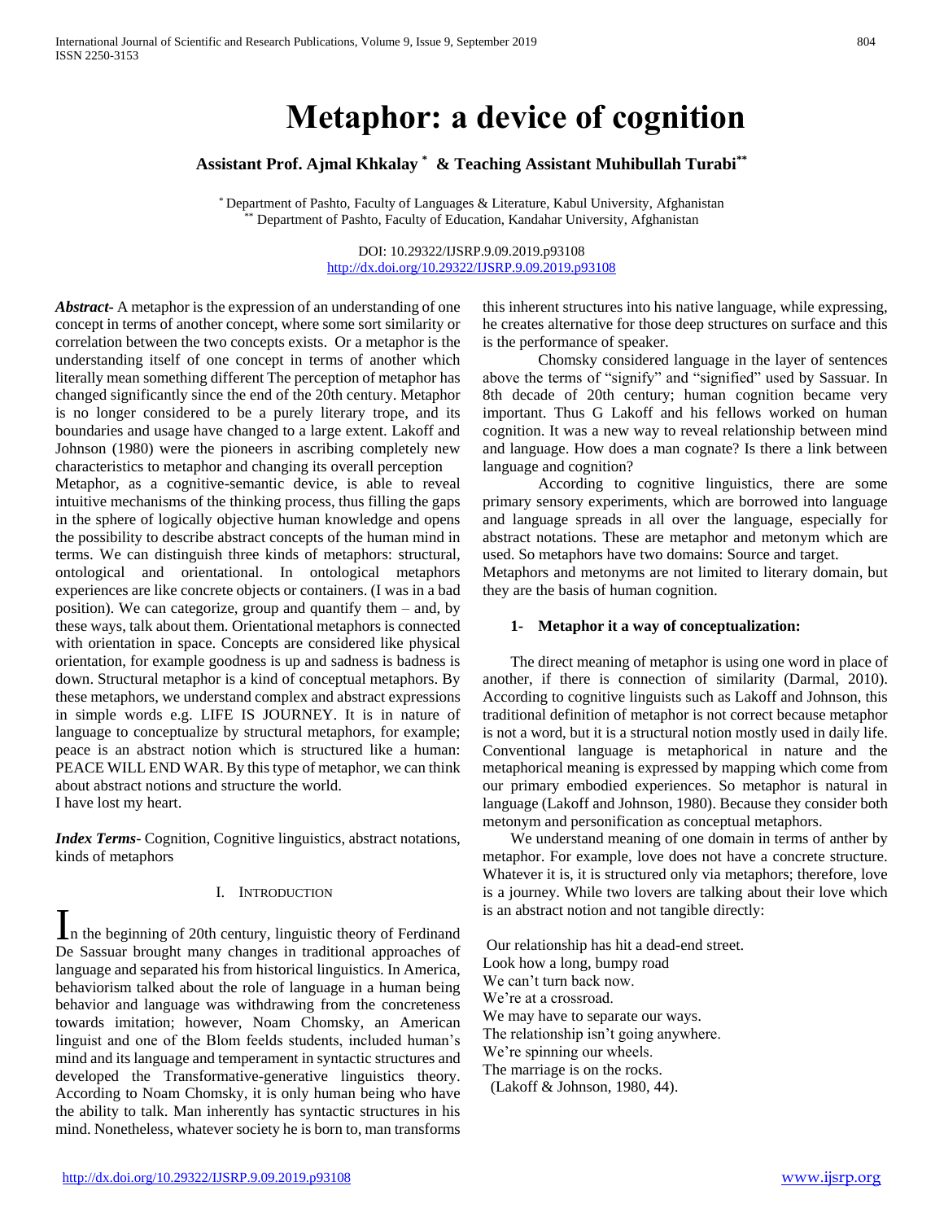# Metaphor: a device of cognition

**Assistant Prof. Ajmal Khkalay [*] & Teaching Assistant Muhibullah Turabi[**]**

[*] Department of Pashto, Faculty of Languages & Literature, Kabul University, Afghanistan
[**] Department of Pashto, Faculty of Education, Kandahar University, Afghanistan

DOI: 10.29322/IJSRP.9.09.2019.p93108
http://dx.doi.org/10.29322/IJSRP.9.09.2019.p93108

***Abstract-*** A metaphor is the expression of an understanding of one concept in terms of another concept, where some sort similarity or correlation between the two concepts exists. Or a metaphor is the understanding itself of one concept in terms of another which literally mean something different The perception of metaphor has changed significantly since the end of the 20th century. Metaphor is no longer considered to be a purely literary trope, and its boundaries and usage have changed to a large extent. Lakoff and Johnson (1980) were the pioneers in ascribing completely new characteristics to metaphor and changing its overall perception
Metaphor, as a cognitive-semantic device, is able to reveal intuitive mechanisms of the thinking process, thus filling the gaps in the sphere of logically objective human knowledge and opens the possibility to describe abstract concepts of the human mind in terms. We can distinguish three kinds of metaphors: structural, ontological and orientational. In ontological metaphors experiences are like concrete objects or containers. (I was in a bad position). We can categorize, group and quantify them – and, by these ways, talk about them. Orientational metaphors is connected with orientation in space. Concepts are considered like physical orientation, for example goodness is up and sadness is badness is down. Structural metaphor is a kind of conceptual metaphors. By these metaphors, we understand complex and abstract expressions in simple words e.g. LIFE IS JOURNEY. It is in nature of language to conceptualize by structural metaphors, for example; peace is an abstract notion which is structured like a human: PEACE WILL END WAR. By this type of metaphor, we can think about abstract notions and structure the world.
I have lost my heart.

***Index Terms-*** Cognition, Cognitive linguistics, abstract notations, kinds of metaphors

## I. Introduction

In the beginning of 20th century, linguistic theory of Ferdinand De Sassuar brought many changes in traditional approaches of language and separated his from historical linguistics. In America, behaviorism talked about the role of language in a human being behavior and language was withdrawing from the concreteness towards imitation; however, Noam Chomsky, an American linguist and one of the Blom feelds students, included human's mind and its language and temperament in syntactic structures and developed the Transformative-generative linguistics theory. According to Noam Chomsky, it is only human being who have the ability to talk. Man inherently has syntactic structures in his mind. Nonetheless, whatever society he is born to, man transforms this inherent structures into his native language, while expressing, he creates alternative for those deep structures on surface and this is the performance of speaker.

Chomsky considered language in the layer of sentences above the terms of "signify" and "signified" used by Sassuar. In 8th decade of 20th century; human cognition became very important. Thus G Lakoff and his fellows worked on human cognition. It was a new way to reveal relationship between mind and language. How does a man cognate? Is there a link between language and cognition?

According to cognitive linguistics, there are some primary sensory experiments, which are borrowed into language and language spreads in all over the language, especially for abstract notations. These are metaphor and metonym which are used. So metaphors have two domains: Source and target.
Metaphors and metonyms are not limited to literary domain, but they are the basis of human cognition.

### 1- Metaphor it a way of conceptualization:

The direct meaning of metaphor is using one word in place of another, if there is connection of similarity (Darmal, 2010). According to cognitive linguists such as Lakoff and Johnson, this traditional definition of metaphor is not correct because metaphor is not a word, but it is a structural notion mostly used in daily life. Conventional language is metaphorical in nature and the metaphorical meaning is expressed by mapping which come from our primary embodied experiences. So metaphor is natural in language (Lakoff and Johnson, 1980). Because they consider both metonym and personification as conceptual metaphors.

We understand meaning of one domain in terms of anther by metaphor. For example, love does not have a concrete structure. Whatever it is, it is structured only via metaphors; therefore, love is a journey. While two lovers are talking about their love which is an abstract notion and not tangible directly:

Our relationship has hit a dead-end street.
Look how a long, bumpy road
We can't turn back now.
We're at a crossroad.
We may have to separate our ways.
The relationship isn't going anywhere.
We're spinning our wheels.
The marriage is on the rocks.
(Lakoff & Johnson, 1980, 44).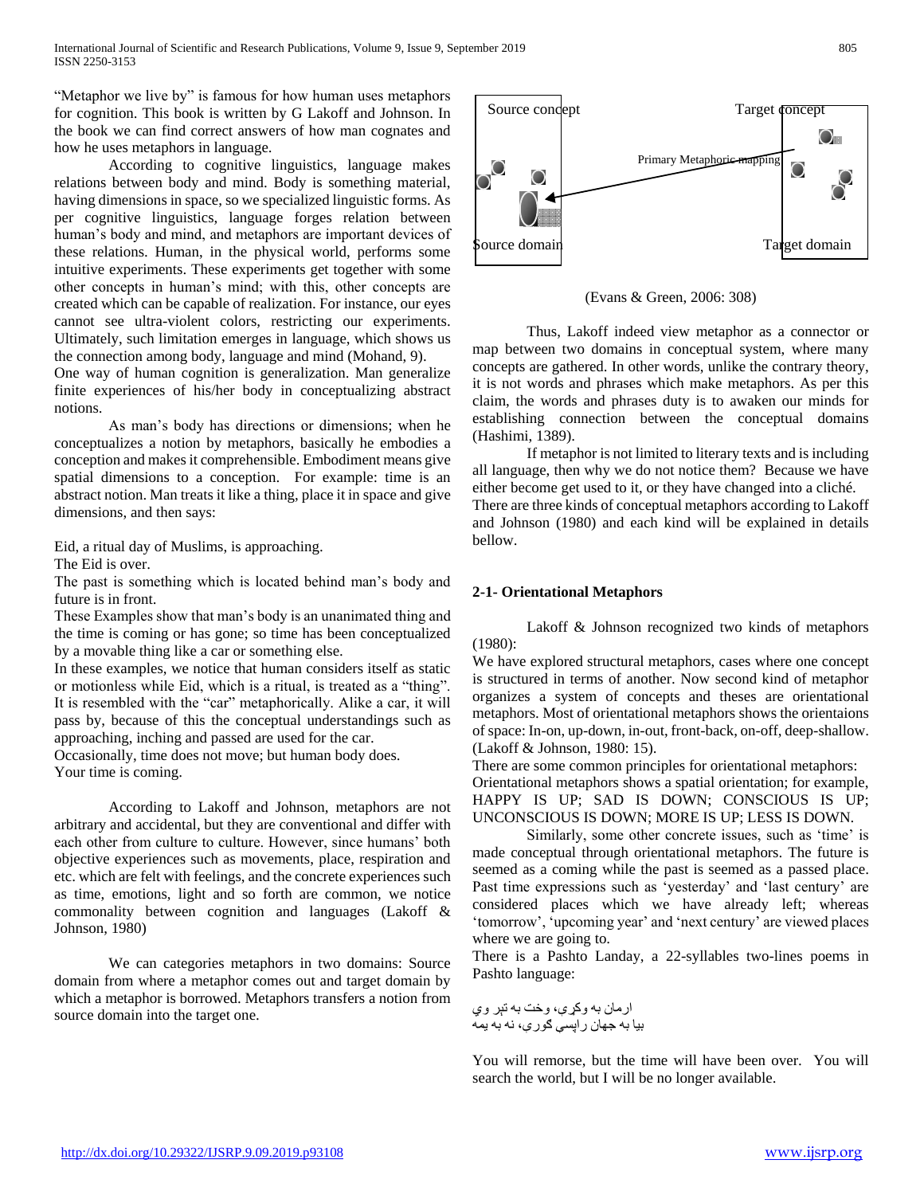"Metaphor we live by" is famous for how human uses metaphors for cognition. This book is written by G Lakoff and Johnson. In the book we can find correct answers of how man cognates and how he uses metaphors in language.

According to cognitive linguistics, language makes relations between body and mind. Body is something material, having dimensions in space, so we specialized linguistic forms. As per cognitive linguistics, language forges relation between human's body and mind, and metaphors are important devices of these relations. Human, in the physical world, performs some intuitive experiments. These experiments get together with some other concepts in human's mind; with this, other concepts are created which can be capable of realization. For instance, our eyes cannot see ultra-violent colors, restricting our experiments. Ultimately, such limitation emerges in language, which shows us the connection among body, language and mind (Mohand, 9).

One way of human cognition is generalization. Man generalize finite experiences of his/her body in conceptualizing abstract notions.

As man's body has directions or dimensions; when he conceptualizes a notion by metaphors, basically he embodies a conception and makes it comprehensible. Embodiment means give spatial dimensions to a conception. For example: time is an abstract notion. Man treats it like a thing, place it in space and give dimensions, and then says:

Eid, a ritual day of Muslims, is approaching.

The Eid is over.

The past is something which is located behind man's body and future is in front.

These Examples show that man's body is an unanimated thing and the time is coming or has gone; so time has been conceptualized by a movable thing like a car or something else.

In these examples, we notice that human considers itself as static or motionless while Eid, which is a ritual, is treated as a "thing". It is resembled with the "car" metaphorically. Alike a car, it will pass by, because of this the conceptual understandings such as approaching, inching and passed are used for the car.

Occasionally, time does not move; but human body does.

Your time is coming.

According to Lakoff and Johnson, metaphors are not arbitrary and accidental, but they are conventional and differ with each other from culture to culture. However, since humans' both objective experiences such as movements, place, respiration and etc. which are felt with feelings, and the concrete experiences such as time, emotions, light and so forth are common, we notice commonality between cognition and languages (Lakoff & Johnson, 1980)

We can categories metaphors in two domains: Source domain from where a metaphor comes out and target domain by which a metaphor is borrowed. Metaphors transfers a notion from source domain into the target one.

Source concept — Target concept — Primary Metaphoric mapping — Source domain — Target domain

(Evans & Green, 2006: 308)

Thus, Lakoff indeed view metaphor as a connector or map between two domains in conceptual system, where many concepts are gathered. In other words, unlike the contrary theory, it is not words and phrases which make metaphors. As per this claim, the words and phrases duty is to awaken our minds for establishing connection between the conceptual domains (Hashimi, 1389).

If metaphor is not limited to literary texts and is including all language, then why we do not notice them? Because we have either become get used to it, or they have changed into a cliché. There are three kinds of conceptual metaphors according to Lakoff and Johnson (1980) and each kind will be explained in details bellow.

## 2-1- Orientational Metaphors

Lakoff & Johnson recognized two kinds of metaphors (1980):

We have explored structural metaphors, cases where one concept is structured in terms of another. Now second kind of metaphor organizes a system of concepts and theses are orientational metaphors. Most of orientational metaphors shows the orientaions of space: In-on, up-down, in-out, front-back, on-off, deep-shallow. (Lakoff & Johnson, 1980: 15).

There are some common principles for orientational metaphors: Orientational metaphors shows a spatial orientation; for example, HAPPY IS UP; SAD IS DOWN; CONSCIOUS IS UP; UNCONSCIOUS IS DOWN; MORE IS UP; LESS IS DOWN.

Similarly, some other concrete issues, such as 'time' is made conceptual through orientational metaphors. The future is seemed as a coming while the past is seemed as a passed place. Past time expressions such as 'yesterday' and 'last century' are considered places which we have already left; whereas 'tomorrow', 'upcoming year' and 'next century' are viewed places where we are going to.

There is a Pashto Landay, a 22-syllables two-lines poems in Pashto language:

ارمان به وکړی، وخت به تېر وي
بیا به جهان راپسې ګوري، نه به یمه

You will remorse, but the time will have been over. You will search the world, but I will be no longer available.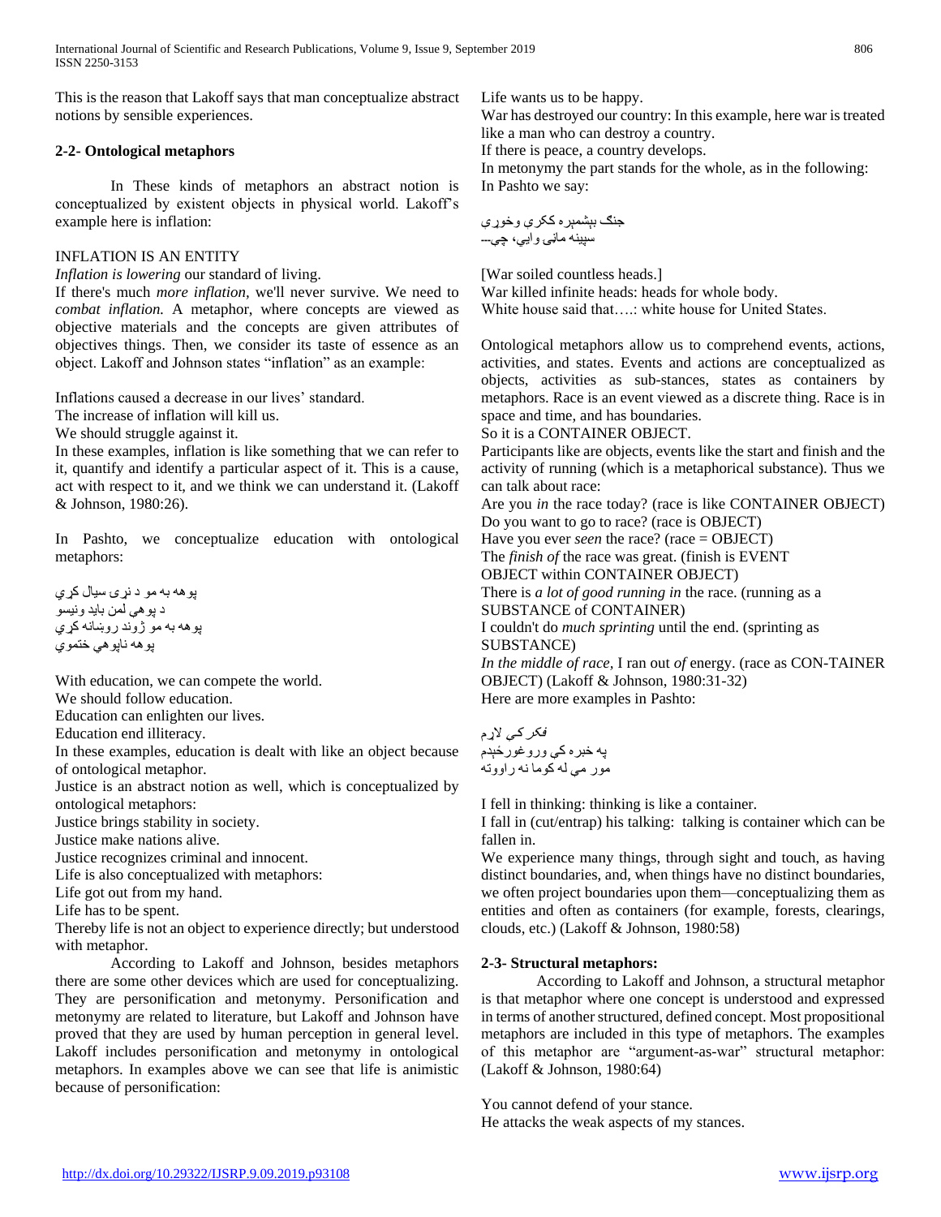This is the reason that Lakoff says that man conceptualize abstract notions by sensible experiences.

### 2-2- Ontological metaphors

In These kinds of metaphors an abstract notion is conceptualized by existent objects in physical world. Lakoff's example here is inflation:

INFLATION IS AN ENTITY

*Inflation is lowering* our standard of living.

If there's much *more inflation*, we'll never survive. We need to *combat inflation.* A metaphor, where concepts are viewed as objective materials and the concepts are given attributes of objectives things. Then, we consider its taste of essence as an object. Lakoff and Johnson states "inflation" as an example:

Inflations caused a decrease in our lives' standard.

The increase of inflation will kill us.

We should struggle against it.

In these examples, inflation is like something that we can refer to it, quantify and identify a particular aspect of it. This is a cause, act with respect to it, and we think we can understand it. (Lakoff & Johnson, 1980:26).

In Pashto, we conceptualize education with ontological metaphors:

پوهه به مو د نړی سیال کړي
د پوهې لمن باید ونیسو
پوهه به مو ژوند روښانه کړي
پوهه ناپوهي ختموي

With education, we can compete the world.

We should follow education.

Education can enlighten our lives.

Education end illiteracy.

In these examples, education is dealt with like an object because of ontological metaphor.

Justice is an abstract notion as well, which is conceptualized by ontological metaphors:

Justice brings stability in society.

Justice make nations alive.

Justice recognizes criminal and innocent.

Life is also conceptualized with metaphors:

Life got out from my hand.

Life has to be spent.

Thereby life is not an object to experience directly; but understood with metaphor.

According to Lakoff and Johnson, besides metaphors there are some other devices which are used for conceptualizing. They are personification and metonymy. Personification and metonymy are related to literature, but Lakoff and Johnson have proved that they are used by human perception in general level. Lakoff includes personification and metonymy in ontological metaphors. In examples above we can see that life is animistic because of personification:

Life wants us to be happy.

War has destroyed our country: In this example, here war is treated like a man who can destroy a country.

If there is peace, a country develops.

In metonymy the part stands for the whole, as in the following: In Pashto we say:

جنګ بېشمېره ککري وخوړي
سپينه ماڼۍ وايي، چې---

[War soiled countless heads.]

War killed infinite heads: heads for whole body.

White house said that….: white house for United States.

Ontological metaphors allow us to comprehend events, actions, activities, and states. Events and actions are conceptualized as objects, activities as sub-stances, states as containers by metaphors. Race is an event viewed as a discrete thing. Race is in space and time, and has boundaries.

So it is a CONTAINER OBJECT.

Participants like are objects, events like the start and finish and the activity of running (which is a metaphorical substance). Thus we can talk about race:

Are you *in* the race today? (race is like CONTAINER OBJECT)

Do you want to go to race? (race is OBJECT)

Have you ever *seen* the race? (race = OBJECT)

The *finish of* the race was great. (finish is EVENT OBJECT within CONTAINER OBJECT)

There is *a lot of good running in* the race. (running as a SUBSTANCE of CONTAINER)

I couldn't do *much sprinting* until the end. (sprinting as SUBSTANCE)

*In the middle of race*, I ran out *of* energy. (race as CON-TAINER OBJECT) (Lakoff & Johnson, 1980:31-32)

Here are more examples in Pashto:

فکر کې لاړم
په خبره کې ورو غورځېدم
مور مې له کوما نه راووته

I fell in thinking: thinking is like a container.

I fall in (cut/entrap) his talking: talking is container which can be fallen in.

We experience many things, through sight and touch, as having distinct boundaries, and, when things have no distinct boundaries, we often project boundaries upon them—conceptualizing them as entities and often as containers (for example, forests, clearings, clouds, etc.) (Lakoff & Johnson, 1980:58)

### 2-3- Structural metaphors:

According to Lakoff and Johnson, a structural metaphor is that metaphor where one concept is understood and expressed in terms of another structured, defined concept. Most propositional metaphors are included in this type of metaphors. The examples of this metaphor are "argument-as-war" structural metaphor: (Lakoff & Johnson, 1980:64)

You cannot defend of your stance.

He attacks the weak aspects of my stances.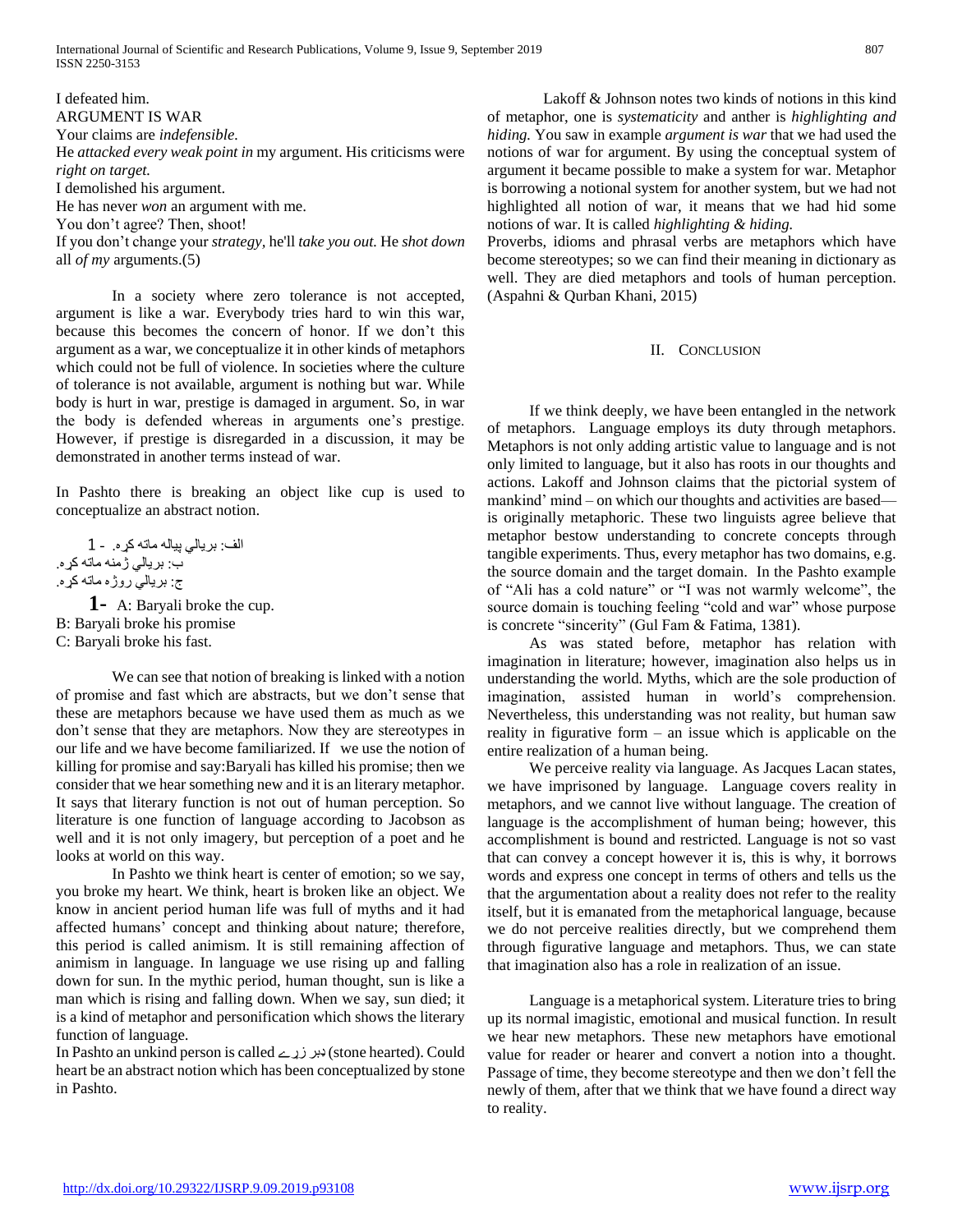I defeated him.

ARGUMENT IS WAR

Your claims are *indefensible.*

He *attacked every weak point in* my argument. His criticisms were *right on target.*

I demolished his argument.

He has never *won* an argument with me.

You don't agree? Then, shoot!

If you don't change your *strategy,* he'll *take you out.* He *shot down* all *of my* arguments.(5)

In a society where zero tolerance is not accepted, argument is like a war. Everybody tries hard to win this war, because this becomes the concern of honor. If we don't this argument as a war, we conceptualize it in other kinds of metaphors which could not be full of violence. In societies where the culture of tolerance is not available, argument is nothing but war. While body is hurt in war, prestige is damaged in argument. So, in war the body is defended whereas in arguments one's prestige. However, if prestige is disregarded in a discussion, it may be demonstrated in another terms instead of war.

In Pashto there is breaking an object like cup is used to conceptualize an abstract notion.

الف: بريالي پياله ماته كره. - 1
ب: بريالي ژمنه ماته كره.
ج: بريالي روژه ماته كره.

**1-** A: Baryali broke the cup.

B: Baryali broke his promise

C: Baryali broke his fast.

We can see that notion of breaking is linked with a notion of promise and fast which are abstracts, but we don't sense that these are metaphors because we have used them as much as we don't sense that they are metaphors. Now they are stereotypes in our life and we have become familiarized. If we use the notion of killing for promise and say:Baryali has killed his promise; then we consider that we hear something new and it is an literary metaphor. It says that literary function is not out of human perception. So literature is one function of language according to Jacobson as well and it is not only imagery, but perception of a poet and he looks at world on this way.

In Pashto we think heart is center of emotion; so we say, you broke my heart. We think, heart is broken like an object. We know in ancient period human life was full of myths and it had affected humans' concept and thinking about nature; therefore, this period is called animism. It is still remaining affection of animism in language. In language we use rising up and falling down for sun. In the mythic period, human thought, sun is like a man which is rising and falling down. When we say, sun died; it is a kind of metaphor and personification which shows the literary function of language.

In Pashto an unkind person is called ډبر زړے (stone hearted). Could heart be an abstract notion which has been conceptualized by stone in Pashto.

Lakoff & Johnson notes two kinds of notions in this kind of metaphor, one is *systematicity* and anther is *highlighting and hiding.* You saw in example *argument is war* that we had used the notions of war for argument. By using the conceptual system of argument it became possible to make a system for war. Metaphor is borrowing a notional system for another system, but we had not highlighted all notion of war, it means that we had hid some notions of war. It is called *highlighting & hiding.*

Proverbs, idioms and phrasal verbs are metaphors which have become stereotypes; so we can find their meaning in dictionary as well. They are died metaphors and tools of human perception. (Aspahni & Qurban Khani, 2015)

## II. Conclusion

If we think deeply, we have been entangled in the network of metaphors. Language employs its duty through metaphors. Metaphors is not only adding artistic value to language and is not only limited to language, but it also has roots in our thoughts and actions. Lakoff and Johnson claims that the pictorial system of mankind' mind – on which our thoughts and activities are based— is originally metaphoric. These two linguists agree believe that metaphor bestow understanding to concrete concepts through tangible experiments. Thus, every metaphor has two domains, e.g. the source domain and the target domain. In the Pashto example of "Ali has a cold nature" or "I was not warmly welcome", the source domain is touching feeling "cold and war" whose purpose is concrete "sincerity" (Gul Fam & Fatima, 1381).

As was stated before, metaphor has relation with imagination in literature; however, imagination also helps us in understanding the world. Myths, which are the sole production of imagination, assisted human in world's comprehension. Nevertheless, this understanding was not reality, but human saw reality in figurative form – an issue which is applicable on the entire realization of a human being.

We perceive reality via language. As Jacques Lacan states, we have imprisoned by language. Language covers reality in metaphors, and we cannot live without language. The creation of language is the accomplishment of human being; however, this accomplishment is bound and restricted. Language is not so vast that can convey a concept however it is, this is why, it borrows words and express one concept in terms of others and tells us the that the argumentation about a reality does not refer to the reality itself, but it is emanated from the metaphorical language, because we do not perceive realities directly, but we comprehend them through figurative language and metaphors. Thus, we can state that imagination also has a role in realization of an issue.

Language is a metaphorical system. Literature tries to bring up its normal imagistic, emotional and musical function. In result we hear new metaphors. These new metaphors have emotional value for reader or hearer and convert a notion into a thought. Passage of time, they become stereotype and then we don't fell the newly of them, after that we think that we have found a direct way to reality.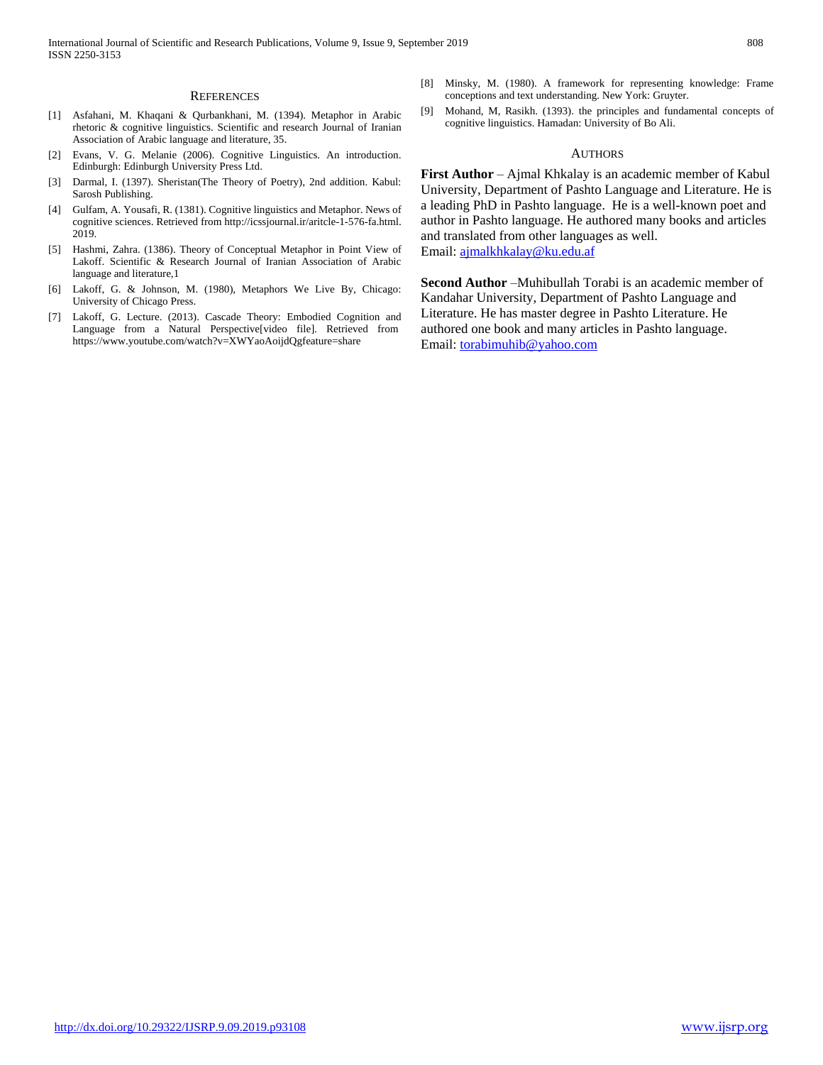## REFERENCES

[1] Asfahani, M. Khaqani & Qurbankhani, M. (1394). Metaphor in Arabic rhetoric & cognitive linguistics. Scientific and research Journal of Iranian Association of Arabic language and literature, 35.

[2] Evans, V. G. Melanie (2006). Cognitive Linguistics. An introduction. Edinburgh: Edinburgh University Press Ltd.

[3] Darmal, I. (1397). Sheristan(The Theory of Poetry), 2nd addition. Kabul: Sarosh Publishing.

[4] Gulfam, A. Yousafi, R. (1381). Cognitive linguistics and Metaphor. News of cognitive sciences. Retrieved from http://icssjournal.ir/aritcle-1-576-fa.html. 2019.

[5] Hashmi, Zahra. (1386). Theory of Conceptual Metaphor in Point View of Lakoff. Scientific & Research Journal of Iranian Association of Arabic language and literature,1

[6] Lakoff, G. & Johnson, M. (1980), Metaphors We Live By, Chicago: University of Chicago Press.

[7] Lakoff, G. Lecture. (2013). Cascade Theory: Embodied Cognition and Language from a Natural Perspective[video file]. Retrieved from https://www.youtube.com/watch?v=XWYaoAoijdQgfeature=share

[8] Minsky, M. (1980). A framework for representing knowledge: Frame conceptions and text understanding. New York: Gruyter.

[9] Mohand, M, Rasikh. (1393). the principles and fundamental concepts of cognitive linguistics. Hamadan: University of Bo Ali.

## AUTHORS

**First Author** – Ajmal Khkalay is an academic member of Kabul University, Department of Pashto Language and Literature. He is a leading PhD in Pashto language. He is a well-known poet and author in Pashto language. He authored many books and articles and translated from other languages as well.
Email: ajmalkhkalay@ku.edu.af

**Second Author** –Muhibullah Torabi is an academic member of Kandahar University, Department of Pashto Language and Literature. He has master degree in Pashto Literature. He authored one book and many articles in Pashto language.
Email: torabimuhib@yahoo.com